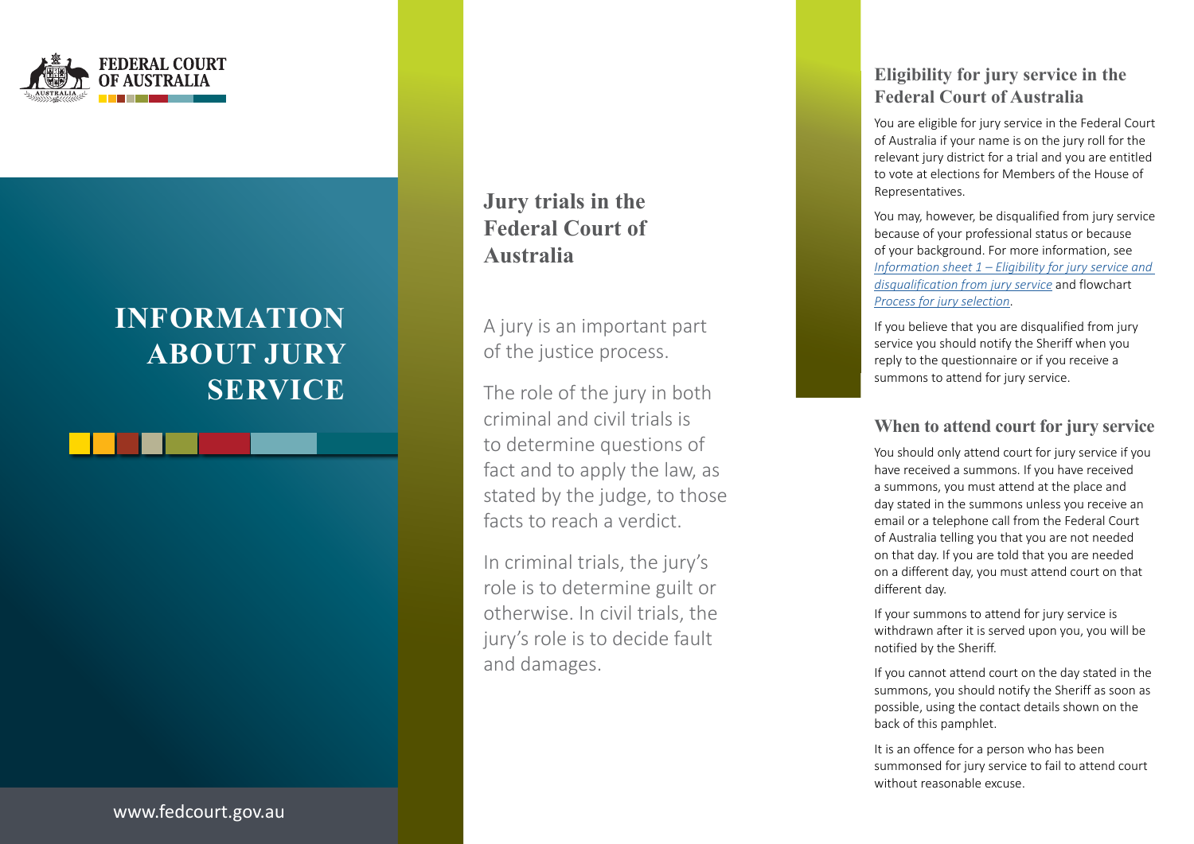FEDERAL COURT OF AUSTRALIA

# INFORMATION ABOUT JURY SERVICE

www.fedcourt.gov.au

## Jury trials in the Federal Court of Australia

A jury is an important part of the justice process.

The role of the jury in both criminal and civil trials is to determine questions of fact and to apply the law, as stated by the judge, to those facts to reach a verdict.

In criminal trials, the jury's role is to determine guilt or otherwise. In civil trials, the jury's role is to decide fault and damages.

## Eligibility for jury service in the Federal Court of Australia

You are eligible for jury service in the Federal Court of Australia if your name is on the jury roll for the relevant jury district for a trial and you are entitled to vote at elections for Members of the House of Representatives.

You may, however, be disqualified from jury service because of your professional status or because of your background. For more information, see *Information sheet 1 – Eligibility for jury service and disqualification from jury service* and flowchart *Process for jury selection*.

If you believe that you are disqualified from jury service you should notify the Sheriff when you reply to the questionnaire or if you receive a summons to attend for jury service.

## When to attend court for jury service

You should only attend court for jury service if you have received a summons. If you have received a summons, you must attend at the place and day stated in the summons unless you receive an email or a telephone call from the Federal Court of Australia telling you that you are not needed on that day. If you are told that you are needed on a different day, you must attend court on that different day.

If your summons to attend for jury service is withdrawn after it is served upon you, you will be notified by the Sheriff.

If you cannot attend court on the day stated in the summons, you should notify the Sheriff as soon as possible, using the contact details shown on the back of this pamphlet.

It is an offence for a person who has been summonsed for jury service to fail to attend court without reasonable excuse.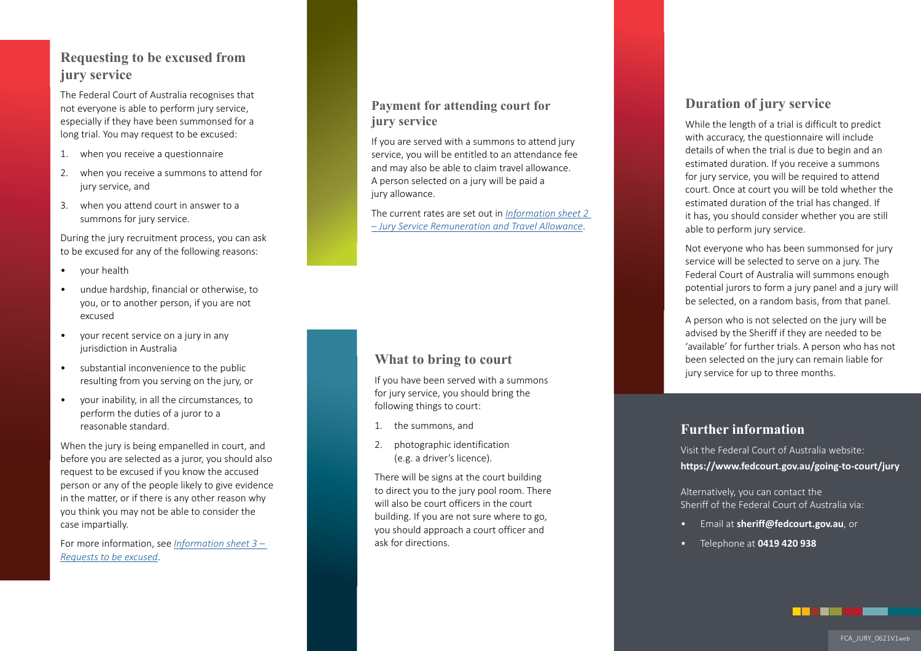## Requesting to be excused from jury service

The Federal Court of Australia recognises that not everyone is able to perform jury service, especially if they have been summonsed for a long trial. You may request to be excused:

1. when you receive a questionnaire
2. when you receive a summons to attend for jury service, and
3. when you attend court in answer to a summons for jury service.

During the jury recruitment process, you can ask to be excused for any of the following reasons:

- your health
- undue hardship, financial or otherwise, to you, or to another person, if you are not excused
- your recent service on a jury in any jurisdiction in Australia
- substantial inconvenience to the public resulting from you serving on the jury, or
- your inability, in all the circumstances, to perform the duties of a juror to a reasonable standard.

When the jury is being empanelled in court, and before you are selected as a juror, you should also request to be excused if you know the accused person or any of the people likely to give evidence in the matter, or if there is any other reason why you think you may not be able to consider the case impartially.

For more information, see *Information sheet 3 – Requests to be excused*.

## Payment for attending court for jury service

If you are served with a summons to attend jury service, you will be entitled to an attendance fee and may also be able to claim travel allowance. A person selected on a jury will be paid a jury allowance.

The current rates are set out in *Information sheet 2 – Jury Service Remuneration and Travel Allowance*.

## What to bring to court

If you have been served with a summons for jury service, you should bring the following things to court:

1. the summons, and
2. photographic identification (e.g. a driver's licence).

There will be signs at the court building to direct you to the jury pool room. There will also be court officers in the court building. If you are not sure where to go, you should approach a court officer and ask for directions.

## Duration of jury service

While the length of a trial is difficult to predict with accuracy, the questionnaire will include details of when the trial is due to begin and an estimated duration. If you receive a summons for jury service, you will be required to attend court. Once at court you will be told whether the estimated duration of the trial has changed. If it has, you should consider whether you are still able to perform jury service.

Not everyone who has been summonsed for jury service will be selected to serve on a jury. The Federal Court of Australia will summons enough potential jurors to form a jury panel and a jury will be selected, on a random basis, from that panel.

A person who is not selected on the jury will be advised by the Sheriff if they are needed to be 'available' for further trials. A person who has not been selected on the jury can remain liable for jury service for up to three months.

## Further information

Visit the Federal Court of Australia website:
**https://www.fedcourt.gov.au/going-to-court/jury**

Alternatively, you can contact the Sheriff of the Federal Court of Australia via:

- Email at **sheriff@fedcourt.gov.au**, or
- Telephone at **0419 420 938**

FCA_JURY_0621V1web